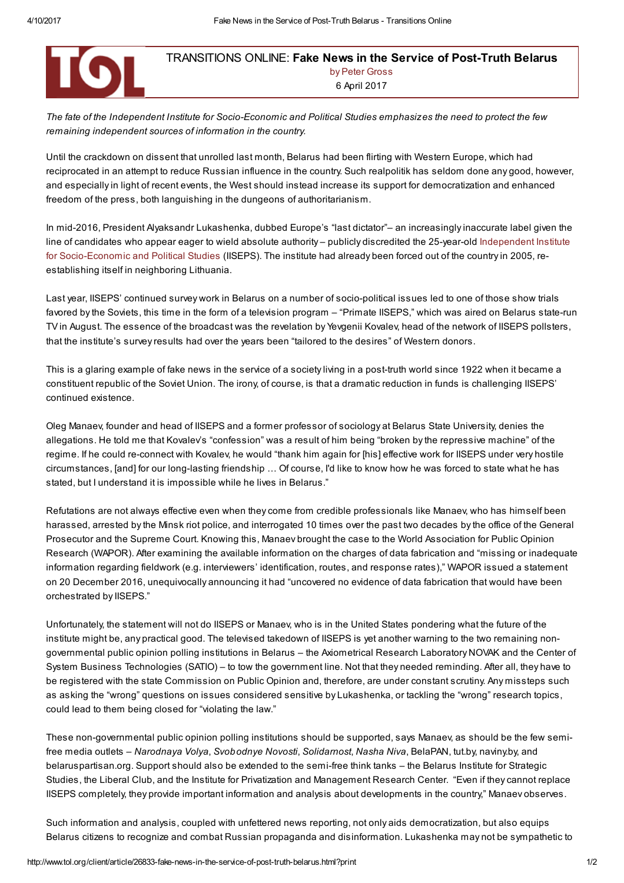TRANSITIONS ONLINE: **Fake News in the Service of Post-Truth Belarus**

by Peter Gross

6 April 2017

*The fate of the Independent Institute for Socio-Economic and Political Studies emphasizes the need to protect the few remaining independent sources of information in the country.*

Until the crackdown on dissent that unrolled last month, Belarus had been flirting with Western Europe, which had reciprocated in an attempt to reduce Russian influence in the country. Such realpolitik has seldom done any good, however, and especially in light of recent events, the West should instead increase its support for democratization and enhanced freedom of the press, both languishing in the dungeons of authoritarianism.

In mid-2016, President Alyaksandr Lukashenka, dubbed Europe's "last dictator"– an increasingly inaccurate label given the line of candidates who appear eager to wield absolute authority – publicly discredited the 25-year-old Independent Institute for Socio-Economic and Political Studies (IISEPS). The institute had already been forced out of the country in 2005, re-establishing itself in neighboring Lithuania.

Last year, IISEPS' continued survey work in Belarus on a number of socio-political issues led to one of those show trials favored by the Soviets, this time in the form of a television program – "Primate IISEPS," which was aired on Belarus state-run TV in August. The essence of the broadcast was the revelation by Yevgenii Kovalev, head of the network of IISEPS pollsters, that the institute's survey results had over the years been "tailored to the desires" of Western donors.

This is a glaring example of fake news in the service of a society living in a post-truth world since 1922 when it became a constituent republic of the Soviet Union. The irony, of course, is that a dramatic reduction in funds is challenging IISEPS' continued existence.

Oleg Manaev, founder and head of IISEPS and a former professor of sociology at Belarus State University, denies the allegations. He told me that Kovalev's "confession" was a result of him being "broken by the repressive machine" of the regime. If he could re-connect with Kovalev, he would "thank him again for [his] effective work for IISEPS under very hostile circumstances, [and] for our long-lasting friendship … Of course, I'd like to know how he was forced to state what he has stated, but I understand it is impossible while he lives in Belarus."

Refutations are not always effective even when they come from credible professionals like Manaev, who has himself been harassed, arrested by the Minsk riot police, and interrogated 10 times over the past two decades by the office of the General Prosecutor and the Supreme Court. Knowing this, Manaev brought the case to the World Association for Public Opinion Research (WAPOR). After examining the available information on the charges of data fabrication and "missing or inadequate information regarding fieldwork (e.g. interviewers' identification, routes, and response rates)," WAPOR issued a statement on 20 December 2016, unequivocally announcing it had "uncovered no evidence of data fabrication that would have been orchestrated by IISEPS."

Unfortunately, the statement will not do IISEPS or Manaev, who is in the United States pondering what the future of the institute might be, any practical good. The televised takedown of IISEPS is yet another warning to the two remaining non-governmental public opinion polling institutions in Belarus – the Axiometrical Research Laboratory NOVAK and the Center of System Business Technologies (SATIO) – to tow the government line. Not that they needed reminding. After all, they have to be registered with the state Commission on Public Opinion and, therefore, are under constant scrutiny. Any missteps such as asking the "wrong" questions on issues considered sensitive by Lukashenka, or tackling the "wrong" research topics, could lead to them being closed for "violating the law."

These non-governmental public opinion polling institutions should be supported, says Manaev, as should be the few semi-free media outlets – *Narodnaya Volya*, *Svobodnye Novosti*, *Solidarnost*, *Nasha Niva*, BelaPAN, tut.by, naviny.by, and belaruspartisan.org. Support should also be extended to the semi-free think tanks – the Belarus Institute for Strategic Studies, the Liberal Club, and the Institute for Privatization and Management Research Center. "Even if they cannot replace IISEPS completely, they provide important information and analysis about developments in the country," Manaev observes.

Such information and analysis, coupled with unfettered news reporting, not only aids democratization, but also equips Belarus citizens to recognize and combat Russian propaganda and disinformation. Lukashenka may not be sympathetic to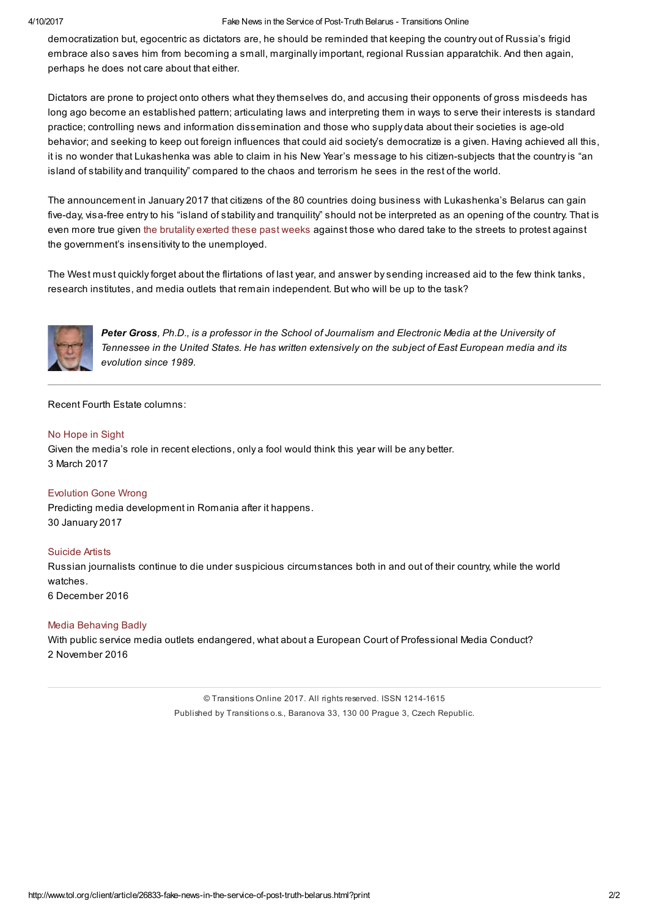democratization but, egocentric as dictators are, he should be reminded that keeping the country out of Russia's frigid embrace also saves him from becoming a small, marginally important, regional Russian apparatchik. And then again, perhaps he does not care about that either.

Dictators are prone to project onto others what they themselves do, and accusing their opponents of gross misdeeds has long ago become an established pattern; articulating laws and interpreting them in ways to serve their interests is standard practice; controlling news and information dissemination and those who supply data about their societies is age-old behavior; and seeking to keep out foreign influences that could aid society's democratize is a given. Having achieved all this, it is no wonder that Lukashenka was able to claim in his New Year's message to his citizen-subjects that the country is "an island of stability and tranquility" compared to the chaos and terrorism he sees in the rest of the world.

The announcement in January 2017 that citizens of the 80 countries doing business with Lukashenka's Belarus can gain five-day, visa-free entry to his "island of stability and tranquility" should not be interpreted as an opening of the country. That is even more true given the brutality exerted these past weeks against those who dared take to the streets to protest against the government's insensitivity to the unemployed.

The West must quickly forget about the flirtations of last year, and answer by sending increased aid to the few think tanks, research institutes, and media outlets that remain independent. But who will be up to the task?

***Peter Gross**, Ph.D., is a professor in the School of Journalism and Electronic Media at the University of Tennessee in the United States. He has written extensively on the subject of East European media and its evolution since 1989.*

---

Recent Fourth Estate columns:

No Hope in Sight
Given the media's role in recent elections, only a fool would think this year will be any better.
3 March 2017

Evolution Gone Wrong
Predicting media development in Romania after it happens.
30 January 2017

Suicide Artists
Russian journalists continue to die under suspicious circumstances both in and out of their country, while the world watches.
6 December 2016

Media Behaving Badly
With public service media outlets endangered, what about a European Court of Professional Media Conduct?
2 November 2016

© Transitions Online 2017. All rights reserved. ISSN 1214-1615
Published by Transitions o.s., Baranova 33, 130 00 Prague 3, Czech Republic.